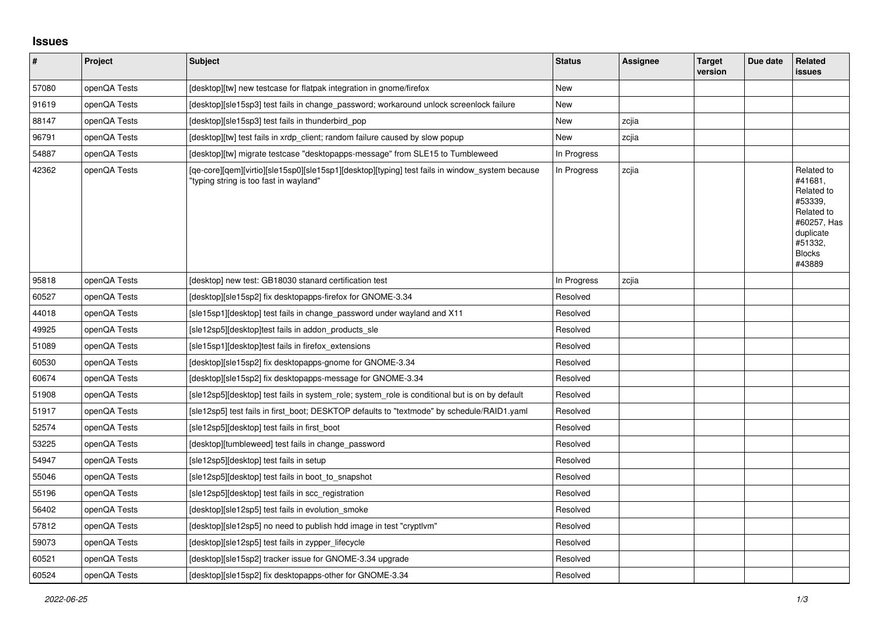## Issues

| # | Project | Subject | Status | Assignee | Target version | Due date | Related issues |
|---|---|---|---|---|---|---|---|
| 57080 | openQA Tests | [desktop][tw] new testcase for flatpak integration in gnome/firefox | New | | | | |
| 91619 | openQA Tests | [desktop][sle15sp3] test fails in change_password; workaround unlock screenlock failure | New | | | | |
| 88147 | openQA Tests | [desktop][sle15sp3] test fails in thunderbird_pop | New | zcjia | | | |
| 96791 | openQA Tests | [desktop][tw] test fails in xrdp_client; random failure caused by slow popup | New | zcjia | | | |
| 54887 | openQA Tests | [desktop][tw] migrate testcase "desktopapps-message" from SLE15 to Tumbleweed | In Progress | | | | |
| 42362 | openQA Tests | [qe-core][qem][virtio][sle15sp0][sle15sp1][desktop][typing] test fails in window_system because "typing string is too fast in wayland" | In Progress | zcjia | | | Related to #41681, Related to #53339, Related to #60257, Has duplicate #51332, Blocks #43889 |
| 95818 | openQA Tests | [desktop] new test: GB18030 stanard certification test | In Progress | zcjia | | | |
| 60527 | openQA Tests | [desktop][sle15sp2] fix desktopapps-firefox for GNOME-3.34 | Resolved | | | | |
| 44018 | openQA Tests | [sle15sp1][desktop] test fails in change_password under wayland and X11 | Resolved | | | | |
| 49925 | openQA Tests | [sle12sp5][desktop]test fails in addon_products_sle | Resolved | | | | |
| 51089 | openQA Tests | [sle15sp1][desktop]test fails in firefox_extensions | Resolved | | | | |
| 60530 | openQA Tests | [desktop][sle15sp2] fix desktopapps-gnome for GNOME-3.34 | Resolved | | | | |
| 60674 | openQA Tests | [desktop][sle15sp2] fix desktopapps-message for GNOME-3.34 | Resolved | | | | |
| 51908 | openQA Tests | [sle12sp5][desktop] test fails in system_role; system_role is conditional but is on by default | Resolved | | | | |
| 51917 | openQA Tests | [sle12sp5] test fails in first_boot; DESKTOP defaults to "textmode" by schedule/RAID1.yaml | Resolved | | | | |
| 52574 | openQA Tests | [sle12sp5][desktop] test fails in first_boot | Resolved | | | | |
| 53225 | openQA Tests | [desktop][tumbleweed] test fails in change_password | Resolved | | | | |
| 54947 | openQA Tests | [sle12sp5][desktop] test fails in setup | Resolved | | | | |
| 55046 | openQA Tests | [sle12sp5][desktop] test fails in boot_to_snapshot | Resolved | | | | |
| 55196 | openQA Tests | [sle12sp5][desktop] test fails in scc_registration | Resolved | | | | |
| 56402 | openQA Tests | [desktop][sle12sp5] test fails in evolution_smoke | Resolved | | | | |
| 57812 | openQA Tests | [desktop][sle12sp5] no need to publish hdd image in test "cryptlvm" | Resolved | | | | |
| 59073 | openQA Tests | [desktop][sle12sp5] test fails in zypper_lifecycle | Resolved | | | | |
| 60521 | openQA Tests | [desktop][sle15sp2] tracker issue for GNOME-3.34 upgrade | Resolved | | | | |
| 60524 | openQA Tests | [desktop][sle15sp2] fix desktopapps-other for GNOME-3.34 | Resolved | | | | |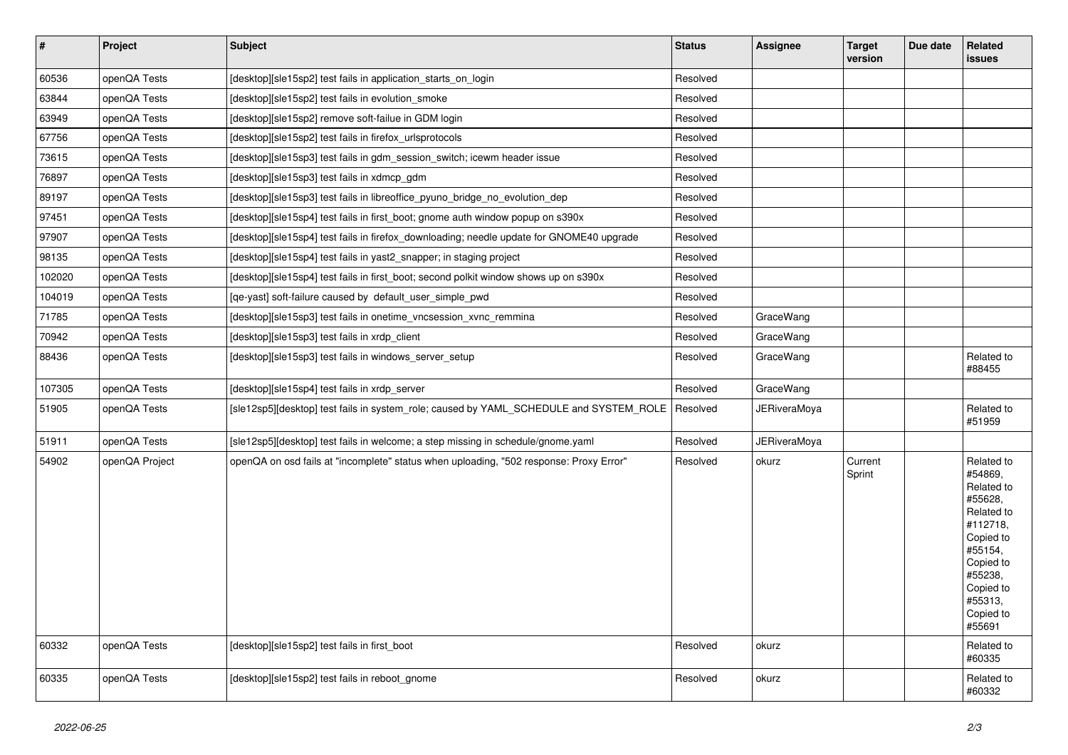| # | Project | Subject | Status | Assignee | Target version | Due date | Related issues |
|---|---|---|---|---|---|---|---|
| 60536 | openQA Tests | [desktop][sle15sp2] test fails in application_starts_on_login | Resolved | | | | |
| 63844 | openQA Tests | [desktop][sle15sp2] test fails in evolution_smoke | Resolved | | | | |
| 63949 | openQA Tests | [desktop][sle15sp2] remove soft-failue in GDM login | Resolved | | | | |
| 67756 | openQA Tests | [desktop][sle15sp2] test fails in firefox_urlsprotocols | Resolved | | | | |
| 73615 | openQA Tests | [desktop][sle15sp3] test fails in gdm_session_switch; icewm header issue | Resolved | | | | |
| 76897 | openQA Tests | [desktop][sle15sp3] test fails in xdmcp_gdm | Resolved | | | | |
| 89197 | openQA Tests | [desktop][sle15sp3] test fails in libreoffice_pyuno_bridge_no_evolution_dep | Resolved | | | | |
| 97451 | openQA Tests | [desktop][sle15sp4] test fails in first_boot; gnome auth window popup on s390x | Resolved | | | | |
| 97907 | openQA Tests | [desktop][sle15sp4] test fails in firefox_downloading; needle update for GNOME40 upgrade | Resolved | | | | |
| 98135 | openQA Tests | [desktop][sle15sp4] test fails in yast2_snapper; in staging project | Resolved | | | | |
| 102020 | openQA Tests | [desktop][sle15sp4] test fails in first_boot; second polkit window shows up on s390x | Resolved | | | | |
| 104019 | openQA Tests | [qe-yast] soft-failure caused by default_user_simple_pwd | Resolved | | | | |
| 71785 | openQA Tests | [desktop][sle15sp3] test fails in onetime_vncsession_xvnc_remmina | Resolved | GraceWang | | | |
| 70942 | openQA Tests | [desktop][sle15sp3] test fails in xrdp_client | Resolved | GraceWang | | | |
| 88436 | openQA Tests | [desktop][sle15sp3] test fails in windows_server_setup | Resolved | GraceWang | | | Related to #88455 |
| 107305 | openQA Tests | [desktop][sle15sp4] test fails in xrdp_server | Resolved | GraceWang | | | |
| 51905 | openQA Tests | [sle12sp5][desktop] test fails in system_role; caused by YAML_SCHEDULE and SYSTEM_ROLE | Resolved | JERiveraMoya | | | Related to #51959 |
| 51911 | openQA Tests | [sle12sp5][desktop] test fails in welcome; a step missing in schedule/gnome.yaml | Resolved | JERiveraMoya | | | |
| 54902 | openQA Project | openQA on osd fails at "incomplete" status when uploading, "502 response: Proxy Error" | Resolved | okurz | Current Sprint | | Related to #54869, Related to #55628, Related to #112718, Copied to #55154, Copied to #55238, Copied to #55313, Copied to #55691 |
| 60332 | openQA Tests | [desktop][sle15sp2] test fails in first_boot | Resolved | okurz | | | Related to #60335 |
| 60335 | openQA Tests | [desktop][sle15sp2] test fails in reboot_gnome | Resolved | okurz | | | Related to #60332 |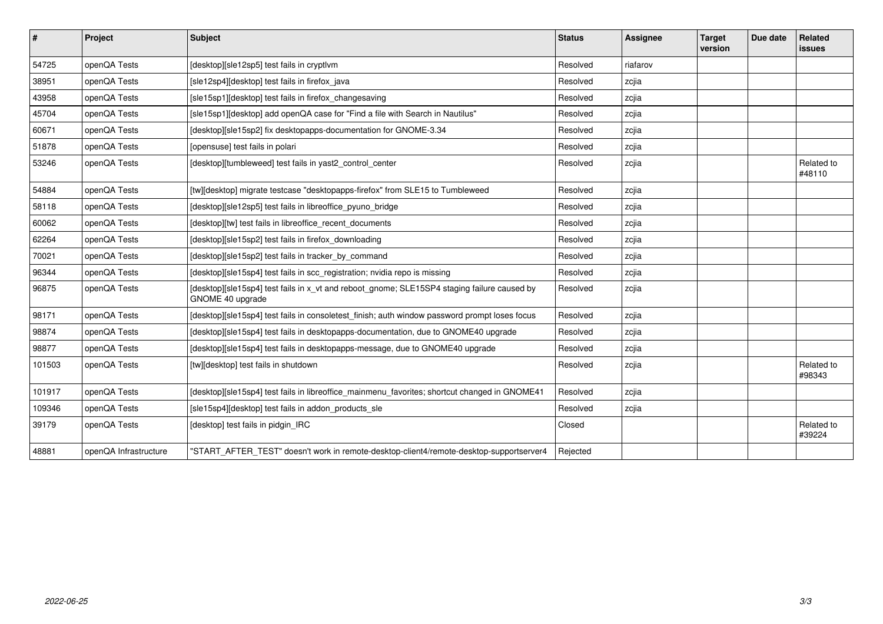| # | Project | Subject | Status | Assignee | Target version | Due date | Related issues |
|---|---|---|---|---|---|---|---|
| 54725 | openQA Tests | [desktop][sle12sp5] test fails in cryptlvm | Resolved | riafarov | | | |
| 38951 | openQA Tests | [sle12sp4][desktop] test fails in firefox_java | Resolved | zcjia | | | |
| 43958 | openQA Tests | [sle15sp1][desktop] test fails in firefox_changesaving | Resolved | zcjia | | | |
| 45704 | openQA Tests | [sle15sp1][desktop] add openQA case for "Find a file with Search in Nautilus" | Resolved | zcjia | | | |
| 60671 | openQA Tests | [desktop][sle15sp2] fix desktopapps-documentation for GNOME-3.34 | Resolved | zcjia | | | |
| 51878 | openQA Tests | [opensuse] test fails in polari | Resolved | zcjia | | | |
| 53246 | openQA Tests | [desktop][tumbleweed] test fails in yast2_control_center | Resolved | zcjia | | | Related to #48110 |
| 54884 | openQA Tests | [tw][desktop] migrate testcase "desktopapps-firefox" from SLE15 to Tumbleweed | Resolved | zcjia | | | |
| 58118 | openQA Tests | [desktop][sle12sp5] test fails in libreoffice_pyuno_bridge | Resolved | zcjia | | | |
| 60062 | openQA Tests | [desktop][tw] test fails in libreoffice_recent_documents | Resolved | zcjia | | | |
| 62264 | openQA Tests | [desktop][sle15sp2] test fails in firefox_downloading | Resolved | zcjia | | | |
| 70021 | openQA Tests | [desktop][sle15sp2] test fails in tracker_by_command | Resolved | zcjia | | | |
| 96344 | openQA Tests | [desktop][sle15sp4] test fails in scc_registration; nvidia repo is missing | Resolved | zcjia | | | |
| 96875 | openQA Tests | [desktop][sle15sp4] test fails in x_vt and reboot_gnome; SLE15SP4 staging failure caused by GNOME 40 upgrade | Resolved | zcjia | | | |
| 98171 | openQA Tests | [desktop][sle15sp4] test fails in consoletest_finish; auth window password prompt loses focus | Resolved | zcjia | | | |
| 98874 | openQA Tests | [desktop][sle15sp4] test fails in desktopapps-documentation, due to GNOME40 upgrade | Resolved | zcjia | | | |
| 98877 | openQA Tests | [desktop][sle15sp4] test fails in desktopapps-message, due to GNOME40 upgrade | Resolved | zcjia | | | |
| 101503 | openQA Tests | [tw][desktop] test fails in shutdown | Resolved | zcjia | | | Related to #98343 |
| 101917 | openQA Tests | [desktop][sle15sp4] test fails in libreoffice_mainmenu_favorites; shortcut changed in GNOME41 | Resolved | zcjia | | | |
| 109346 | openQA Tests | [sle15sp4][desktop] test fails in addon_products_sle | Resolved | zcjia | | | |
| 39179 | openQA Tests | [desktop] test fails in pidgin_IRC | Closed | | | | Related to #39224 |
| 48881 | openQA Infrastructure | "START_AFTER_TEST" doesn't work in remote-desktop-client4/remote-desktop-supportserver4 | Rejected | | | | |